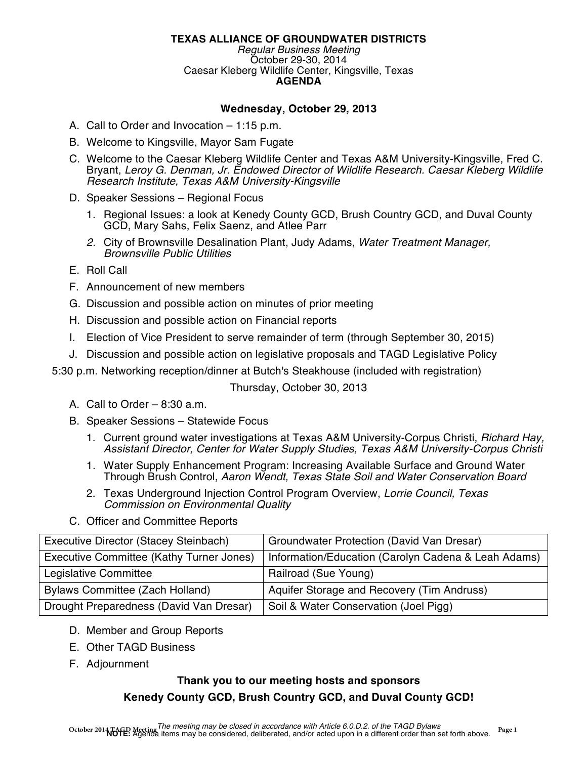**TEXAS ALLIANCE OF GROUNDWATER DISTRICTS**
*Regular Business Meeting*
October 29-30, 2014
Caesar Kleberg Wildlife Center, Kingsville, Texas
**AGENDA**

**Wednesday, October 29, 2013**

A. Call to Order and Invocation – 1:15 p.m.

B. Welcome to Kingsville, Mayor Sam Fugate

C. Welcome to the Caesar Kleberg Wildlife Center and Texas A&M University-Kingsville, Fred C. Bryant, *Leroy G. Denman, Jr. Endowed Director of Wildlife Research. Caesar Kleberg Wildlife Research Institute, Texas A&M University-Kingsville*

D. Speaker Sessions – Regional Focus

1. Regional Issues: a look at Kenedy County GCD, Brush Country GCD, and Duval County GCD, Mary Sahs, Felix Saenz, and Atlee Parr
2. City of Brownsville Desalination Plant, Judy Adams, *Water Treatment Manager, Brownsville Public Utilities*

E. Roll Call

F. Announcement of new members

G. Discussion and possible action on minutes of prior meeting

H. Discussion and possible action on Financial reports

I. Election of Vice President to serve remainder of term (through September 30, 2015)

J. Discussion and possible action on legislative proposals and TAGD Legislative Policy

5:30 p.m. Networking reception/dinner at Butch's Steakhouse (included with registration)

Thursday, October 30, 2013

A. Call to Order – 8:30 a.m.

B. Speaker Sessions – Statewide Focus

1. Current ground water investigations at Texas A&M University-Corpus Christi, *Richard Hay, Assistant Director, Center for Water Supply Studies, Texas A&M University-Corpus Christi*
1. Water Supply Enhancement Program: Increasing Available Surface and Ground Water Through Brush Control, *Aaron Wendt, Texas State Soil and Water Conservation Board*
2. Texas Underground Injection Control Program Overview, *Lorrie Council, Texas Commission on Environmental Quality*

C. Officer and Committee Reports

| | |
|---|---|
| Executive Director (Stacey Steinbach) | Groundwater Protection (David Van Dresar) |
| Executive Committee (Kathy Turner Jones) | Information/Education (Carolyn Cadena & Leah Adams) |
| Legislative Committee | Railroad (Sue Young) |
| Bylaws Committee (Zach Holland) | Aquifer Storage and Recovery (Tim Andruss) |
| Drought Preparedness (David Van Dresar) | Soil & Water Conservation (Joel Pigg) |

D. Member and Group Reports

E. Other TAGD Business

F. Adjournment

**Thank you to our meeting hosts and sponsors**

**Kenedy County GCD, Brush Country GCD, and Duval County GCD!**

*The meeting may be closed in accordance with Article 6.0.D.2. of the TAGD Bylaws*
**NOTE:** Agenda items may be considered, deliberated, and/or acted upon in a different order than set forth above.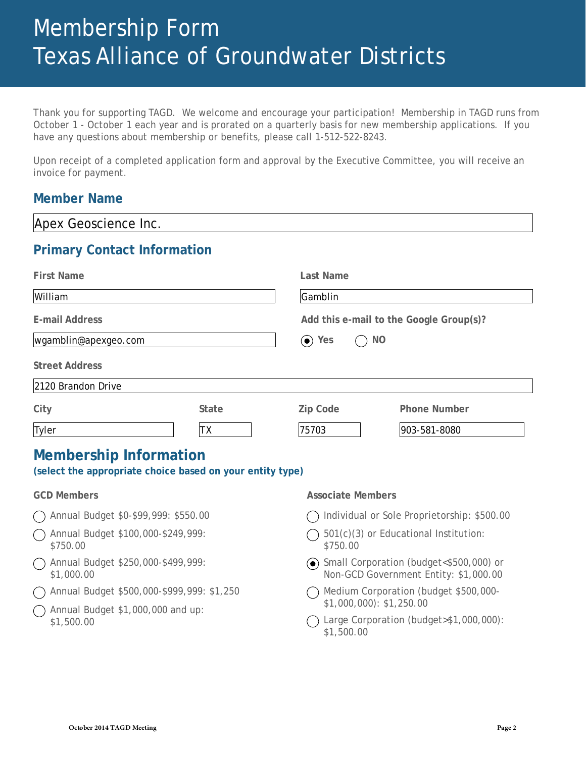# Membership Form
# Texas Alliance of Groundwater Districts

Thank you for supporting TAGD. We welcome and encourage your participation! Membership in TAGD runs from October 1 - October 1 each year and is prorated on a quarterly basis for new membership applications. If you have any questions about membership or benefits, please call 1-512-522-8243.

Upon receipt of a completed application form and approval by the Executive Committee, you will receive an invoice for payment.

## Member Name

Apex Geoscience Inc.

## Primary Contact Information

**First Name:** William

**Last Name:** Gamblin

**E-mail Address:** wgamblin@apexgeo.com

**Add this e-mail to the Google Group(s)?** (●) Yes ( ) NO

**Street Address:** 2120 Brandon Drive

**City:** Tyler

**State:** TX

**Zip Code:** 75703

**Phone Number:** 903-581-8080

## Membership Information

**(select the appropriate choice based on your entity type)**

**GCD Members**

- ( ) Annual Budget $0-$99,999: $550.00
- ( ) Annual Budget $100,000-$249,999: $750.00
- ( ) Annual Budget $250,000-$499,999: $1,000.00
- ( ) Annual Budget $500,000-$999,999: $1,250
- ( ) Annual Budget $1,000,000 and up: $1,500.00

**Associate Members**

- ( ) Individual or Sole Proprietorship: $500.00
- ( ) 501(c)(3) or Educational Institution: $750.00
- (●) Small Corporation (budget<$500,000) or Non-GCD Government Entity: $1,000.00
- ( ) Medium Corporation (budget $500,000-$1,000,000): $1,250.00
- ( ) Large Corporation (budget>$1,000,000): $1,500.00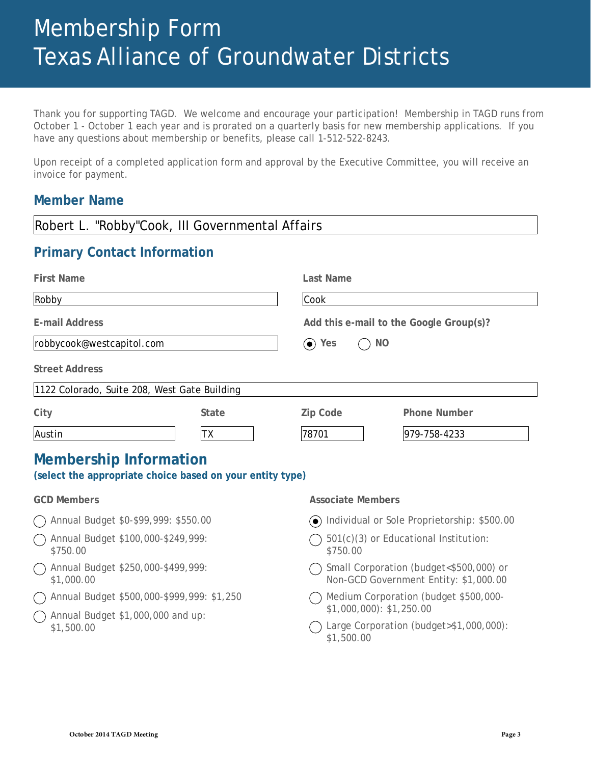# Membership Form
# Texas Alliance of Groundwater Districts

Thank you for supporting TAGD. We welcome and encourage your participation! Membership in TAGD runs from October 1 - October 1 each year and is prorated on a quarterly basis for new membership applications. If you have any questions about membership or benefits, please call 1-512-522-8243.

Upon receipt of a completed application form and approval by the Executive Committee, you will receive an invoice for payment.

## Member Name

Robert L. "Robby"Cook, III Governmental Affairs

## Primary Contact Information

**First Name:** Robby

**Last Name:** Cook

**E-mail Address:** robbycook@westcapitol.com

**Add this e-mail to the Google Group(s)?** (●) Yes ( ) NO

**Street Address:** 1122 Colorado, Suite 208, West Gate Building

**City:** Austin

**State:** TX

**Zip Code:** 78701

**Phone Number:** 979-758-4233

## Membership Information

**(select the appropriate choice based on your entity type)**

### GCD Members

- ( ) Annual Budget $0-$99,999: $550.00
- ( ) Annual Budget $100,000-$249,999: $750.00
- ( ) Annual Budget $250,000-$499,999: $1,000.00
- ( ) Annual Budget $500,000-$999,999: $1,250
- ( ) Annual Budget $1,000,000 and up: $1,500.00

### Associate Members

- (●) Individual or Sole Proprietorship: $500.00
- ( ) 501(c)(3) or Educational Institution: $750.00
- ( ) Small Corporation (budget<$500,000) or Non-GCD Government Entity: $1,000.00
- ( ) Medium Corporation (budget $500,000-$1,000,000): $1,250.00
- ( ) Large Corporation (budget>$1,000,000): $1,500.00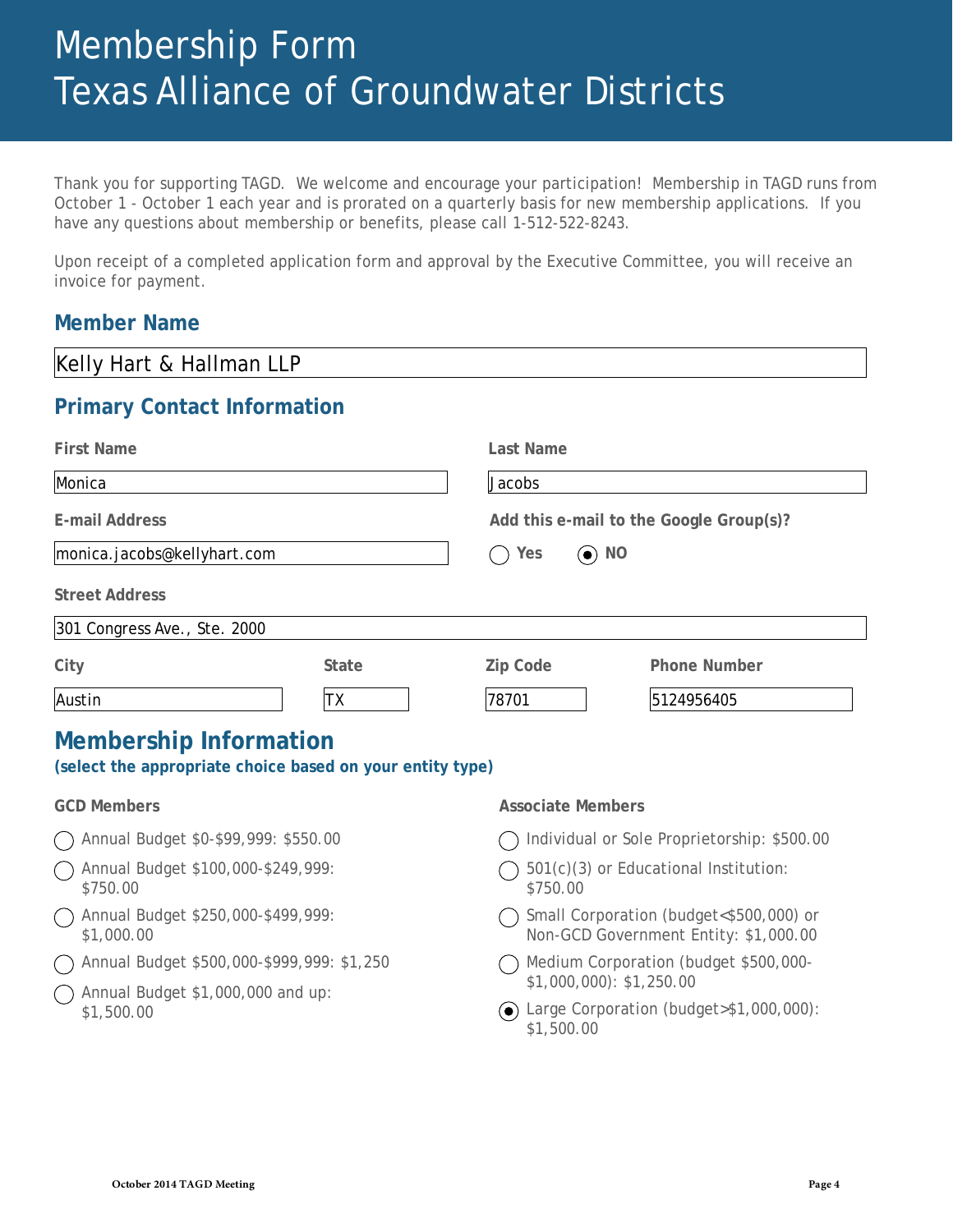# Membership Form
# Texas Alliance of Groundwater Districts

Thank you for supporting TAGD. We welcome and encourage your participation! Membership in TAGD runs from October 1 - October 1 each year and is prorated on a quarterly basis for new membership applications. If you have any questions about membership or benefits, please call 1-512-522-8243.

Upon receipt of a completed application form and approval by the Executive Committee, you will receive an invoice for payment.

## Member Name

Kelly Hart & Hallman LLP

## Primary Contact Information

**First Name:** Monica

**Last Name:** Jacobs

**E-mail Address:** monica.jacobs@kellyhart.com

**Add this e-mail to the Google Group(s)?**

- ○ Yes
- ◉ NO

**Street Address:** 301 Congress Ave., Ste. 2000

| City | State | Zip Code | Phone Number |
|---|---|---|---|
| Austin | TX | 78701 | 5124956405 |

## Membership Information

**(select the appropriate choice based on your entity type)**

### GCD Members

- ○ Annual Budget $0-$99,999: $550.00
- ○ Annual Budget $100,000-$249,999: $750.00
- ○ Annual Budget $250,000-$499,999: $1,000.00
- ○ Annual Budget $500,000-$999,999: $1,250
- ○ Annual Budget $1,000,000 and up: $1,500.00

### Associate Members

- ○ Individual or Sole Proprietorship: $500.00
- ○ 501(c)(3) or Educational Institution: $750.00
- ○ Small Corporation (budget<$500,000) or Non-GCD Government Entity: $1,000.00
- ○ Medium Corporation (budget $500,000-$1,000,000): $1,250.00
- ◉ Large Corporation (budget>$1,000,000): $1,500.00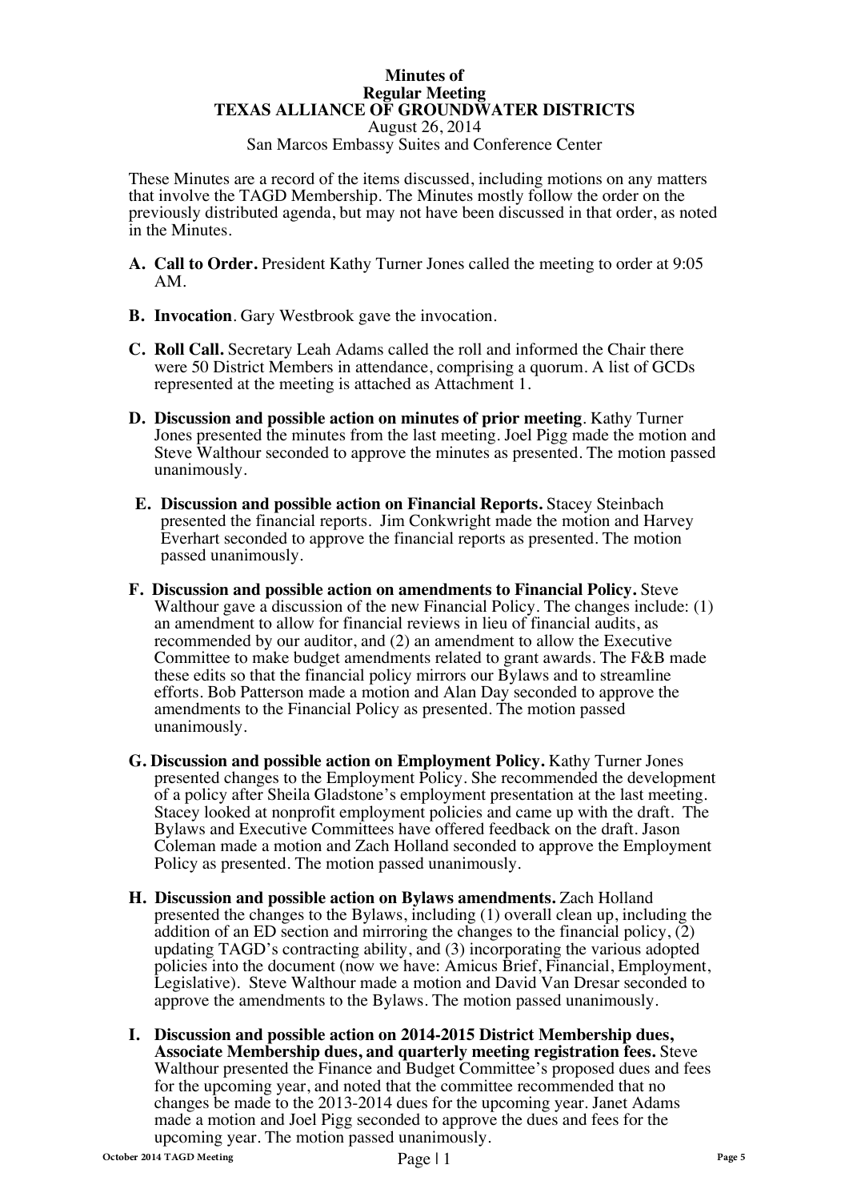**Minutes of**
**Regular Meeting**
**TEXAS ALLIANCE OF GROUNDWATER DISTRICTS**
August 26, 2014
San Marcos Embassy Suites and Conference Center

These Minutes are a record of the items discussed, including motions on any matters that involve the TAGD Membership. The Minutes mostly follow the order on the previously distributed agenda, but may not have been discussed in that order, as noted in the Minutes.

**A. Call to Order.** President Kathy Turner Jones called the meeting to order at 9:05 AM.

**B. Invocation**. Gary Westbrook gave the invocation.

**C. Roll Call.** Secretary Leah Adams called the roll and informed the Chair there were 50 District Members in attendance, comprising a quorum. A list of GCDs represented at the meeting is attached as Attachment 1.

**D. Discussion and possible action on minutes of prior meeting**. Kathy Turner Jones presented the minutes from the last meeting. Joel Pigg made the motion and Steve Walthour seconded to approve the minutes as presented. The motion passed unanimously.

**E. Discussion and possible action on Financial Reports.** Stacey Steinbach presented the financial reports. Jim Conkwright made the motion and Harvey Everhart seconded to approve the financial reports as presented. The motion passed unanimously.

**F. Discussion and possible action on amendments to Financial Policy.** Steve Walthour gave a discussion of the new Financial Policy. The changes include: (1) an amendment to allow for financial reviews in lieu of financial audits, as recommended by our auditor, and (2) an amendment to allow the Executive Committee to make budget amendments related to grant awards. The F&B made these edits so that the financial policy mirrors our Bylaws and to streamline efforts. Bob Patterson made a motion and Alan Day seconded to approve the amendments to the Financial Policy as presented. The motion passed unanimously.

**G. Discussion and possible action on Employment Policy.** Kathy Turner Jones presented changes to the Employment Policy. She recommended the development of a policy after Sheila Gladstone's employment presentation at the last meeting. Stacey looked at nonprofit employment policies and came up with the draft. The Bylaws and Executive Committees have offered feedback on the draft. Jason Coleman made a motion and Zach Holland seconded to approve the Employment Policy as presented. The motion passed unanimously.

**H. Discussion and possible action on Bylaws amendments.** Zach Holland presented the changes to the Bylaws, including (1) overall clean up, including the addition of an ED section and mirroring the changes to the financial policy, (2) updating TAGD's contracting ability, and (3) incorporating the various adopted policies into the document (now we have: Amicus Brief, Financial, Employment, Legislative). Steve Walthour made a motion and David Van Dresar seconded to approve the amendments to the Bylaws. The motion passed unanimously.

**I. Discussion and possible action on 2014-2015 District Membership dues, Associate Membership dues, and quarterly meeting registration fees.** Steve Walthour presented the Finance and Budget Committee's proposed dues and fees for the upcoming year, and noted that the committee recommended that no changes be made to the 2013-2014 dues for the upcoming year. Janet Adams made a motion and Joel Pigg seconded to approve the dues and fees for the upcoming year. The motion passed unanimously.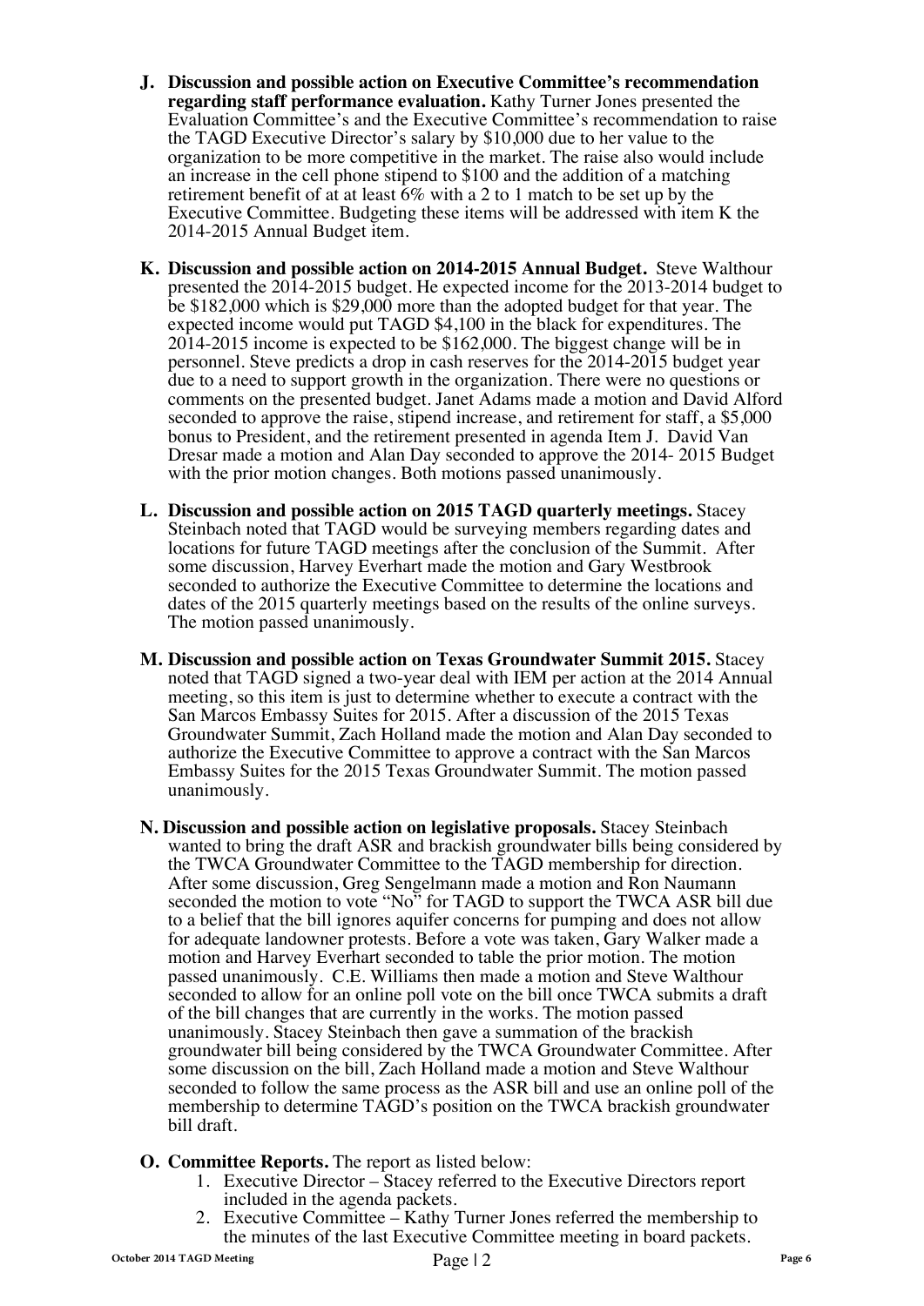**J. Discussion and possible action on Executive Committee's recommendation regarding staff performance evaluation.** Kathy Turner Jones presented the Evaluation Committee's and the Executive Committee's recommendation to raise the TAGD Executive Director's salary by $10,000 due to her value to the organization to be more competitive in the market. The raise also would include an increase in the cell phone stipend to $100 and the addition of a matching retirement benefit of at at least 6% with a 2 to 1 match to be set up by the Executive Committee. Budgeting these items will be addressed with item K the 2014-2015 Annual Budget item.

**K. Discussion and possible action on 2014-2015 Annual Budget.** Steve Walthour presented the 2014-2015 budget. He expected income for the 2013-2014 budget to be $182,000 which is $29,000 more than the adopted budget for that year. The expected income would put TAGD $4,100 in the black for expenditures. The 2014-2015 income is expected to be $162,000. The biggest change will be in personnel. Steve predicts a drop in cash reserves for the 2014-2015 budget year due to a need to support growth in the organization. There were no questions or comments on the presented budget. Janet Adams made a motion and David Alford seconded to approve the raise, stipend increase, and retirement for staff, a $5,000 bonus to President, and the retirement presented in agenda Item J. David Van Dresar made a motion and Alan Day seconded to approve the 2014- 2015 Budget with the prior motion changes. Both motions passed unanimously.

**L. Discussion and possible action on 2015 TAGD quarterly meetings.** Stacey Steinbach noted that TAGD would be surveying members regarding dates and locations for future TAGD meetings after the conclusion of the Summit. After some discussion, Harvey Everhart made the motion and Gary Westbrook seconded to authorize the Executive Committee to determine the locations and dates of the 2015 quarterly meetings based on the results of the online surveys. The motion passed unanimously.

**M. Discussion and possible action on Texas Groundwater Summit 2015.** Stacey noted that TAGD signed a two-year deal with IEM per action at the 2014 Annual meeting, so this item is just to determine whether to execute a contract with the San Marcos Embassy Suites for 2015. After a discussion of the 2015 Texas Groundwater Summit, Zach Holland made the motion and Alan Day seconded to authorize the Executive Committee to approve a contract with the San Marcos Embassy Suites for the 2015 Texas Groundwater Summit. The motion passed unanimously.

**N. Discussion and possible action on legislative proposals.** Stacey Steinbach wanted to bring the draft ASR and brackish groundwater bills being considered by the TWCA Groundwater Committee to the TAGD membership for direction. After some discussion, Greg Sengelmann made a motion and Ron Naumann seconded the motion to vote "No" for TAGD to support the TWCA ASR bill due to a belief that the bill ignores aquifer concerns for pumping and does not allow for adequate landowner protests. Before a vote was taken, Gary Walker made a motion and Harvey Everhart seconded to table the prior motion. The motion passed unanimously. C.E. Williams then made a motion and Steve Walthour seconded to allow for an online poll vote on the bill once TWCA submits a draft of the bill changes that are currently in the works. The motion passed unanimously. Stacey Steinbach then gave a summation of the brackish groundwater bill being considered by the TWCA Groundwater Committee. After some discussion on the bill, Zach Holland made a motion and Steve Walthour seconded to follow the same process as the ASR bill and use an online poll of the membership to determine TAGD's position on the TWCA brackish groundwater bill draft.

**O. Committee Reports.** The report as listed below:

1. Executive Director – Stacey referred to the Executive Directors report included in the agenda packets.
2. Executive Committee – Kathy Turner Jones referred the membership to the minutes of the last Executive Committee meeting in board packets.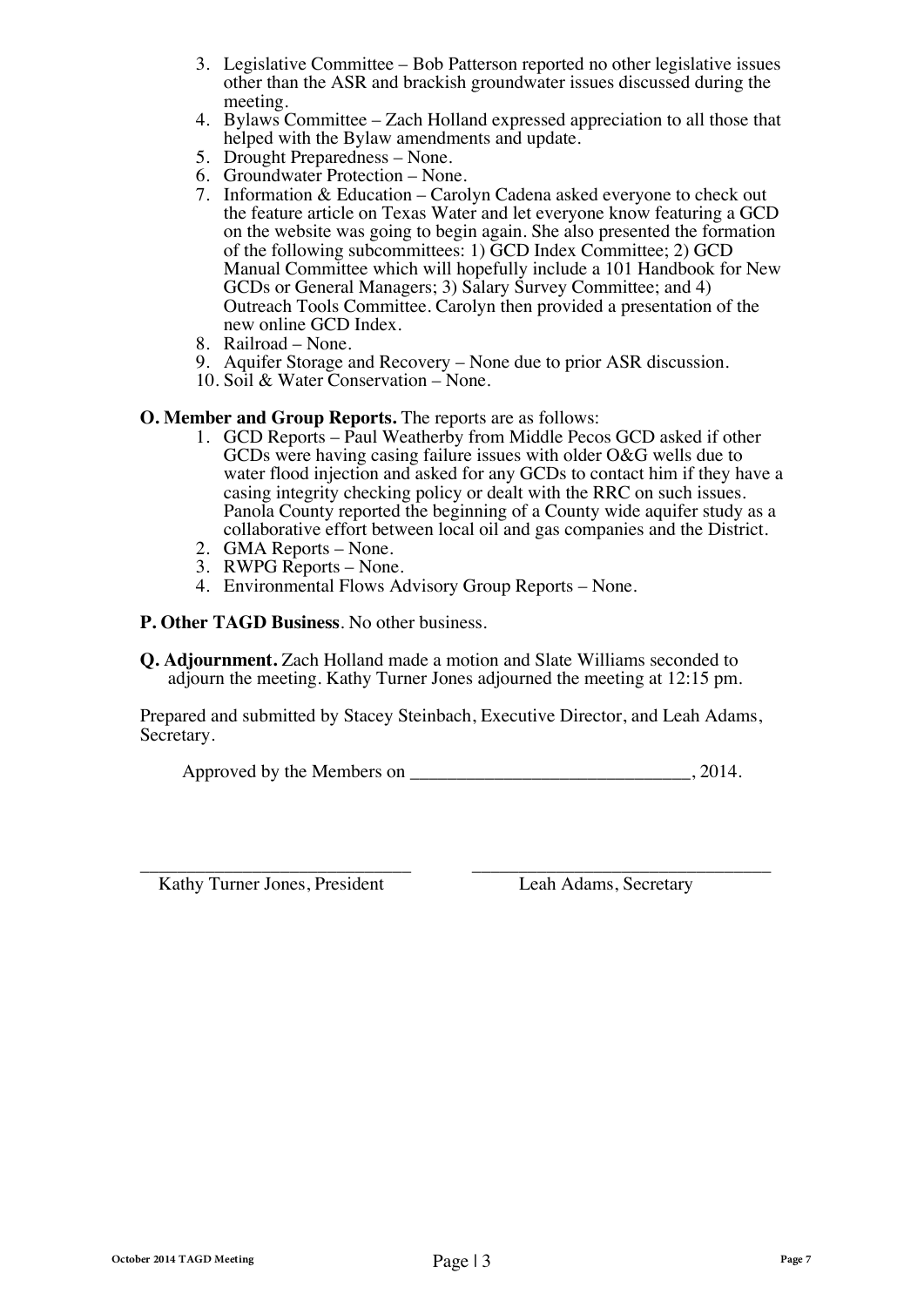3. Legislative Committee – Bob Patterson reported no other legislative issues other than the ASR and brackish groundwater issues discussed during the meeting.
4. Bylaws Committee – Zach Holland expressed appreciation to all those that helped with the Bylaw amendments and update.
5. Drought Preparedness – None.
6. Groundwater Protection – None.
7. Information & Education – Carolyn Cadena asked everyone to check out the feature article on Texas Water and let everyone know featuring a GCD on the website was going to begin again. She also presented the formation of the following subcommittees: 1) GCD Index Committee; 2) GCD Manual Committee which will hopefully include a 101 Handbook for New GCDs or General Managers; 3) Salary Survey Committee; and 4) Outreach Tools Committee. Carolyn then provided a presentation of the new online GCD Index.
8. Railroad – None.
9. Aquifer Storage and Recovery – None due to prior ASR discussion.
10. Soil & Water Conservation – None.

**O. Member and Group Reports.** The reports are as follows:

1. GCD Reports – Paul Weatherby from Middle Pecos GCD asked if other GCDs were having casing failure issues with older O&G wells due to water flood injection and asked for any GCDs to contact him if they have a casing integrity checking policy or dealt with the RRC on such issues. Panola County reported the beginning of a County wide aquifer study as a collaborative effort between local oil and gas companies and the District.
2. GMA Reports – None.
3. RWPG Reports – None.
4. Environmental Flows Advisory Group Reports – None.

**P. Other TAGD Business**. No other business.

**Q. Adjournment.** Zach Holland made a motion and Slate Williams seconded to adjourn the meeting. Kathy Turner Jones adjourned the meeting at 12:15 pm.

Prepared and submitted by Stacey Steinbach, Executive Director, and Leah Adams, Secretary.

Approved by the Members on ______________________________, 2014.

______________________________ Kathy Turner Jones, President

______________________________ Leah Adams, Secretary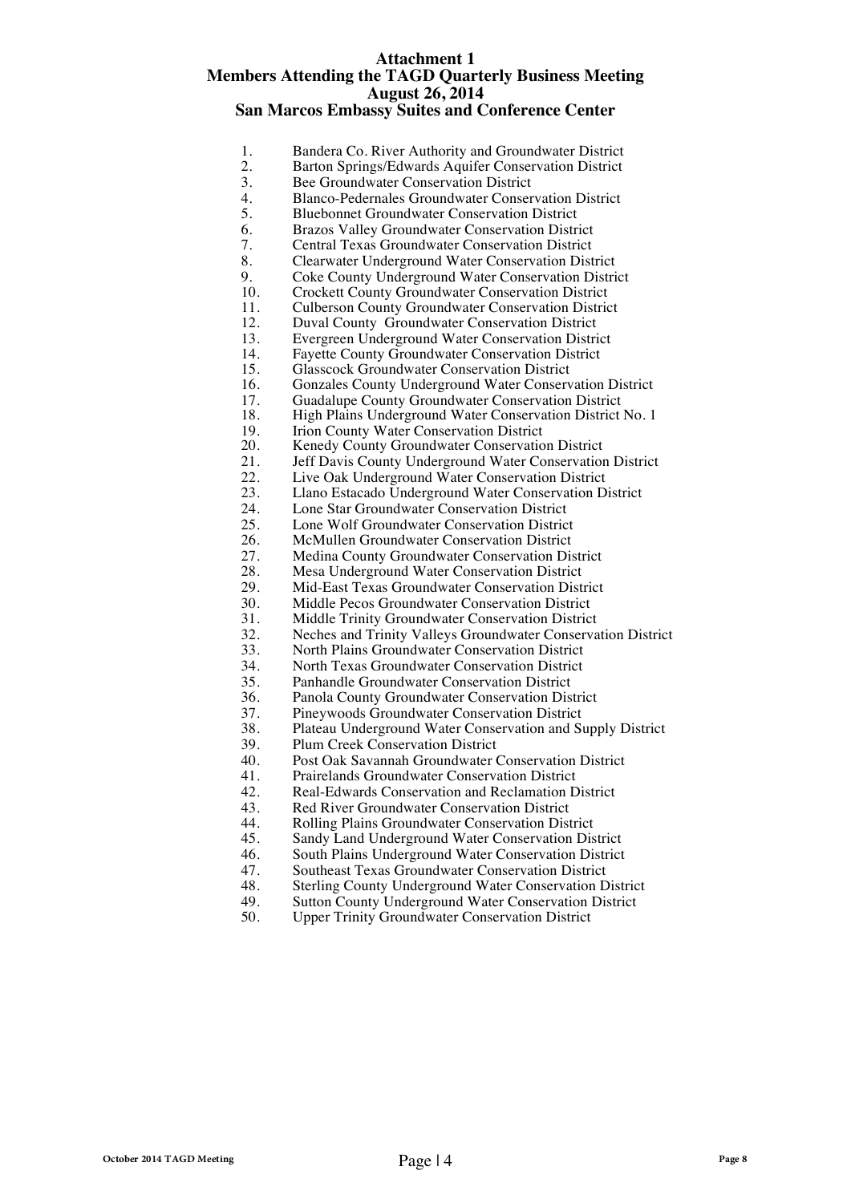# Attachment 1
## Members Attending the TAGD Quarterly Business Meeting
## August 26, 2014
## San Marcos Embassy Suites and Conference Center

1. Bandera Co. River Authority and Groundwater District
2. Barton Springs/Edwards Aquifer Conservation District
3. Bee Groundwater Conservation District
4. Blanco-Pedernales Groundwater Conservation District
5. Bluebonnet Groundwater Conservation District
6. Brazos Valley Groundwater Conservation District
7. Central Texas Groundwater Conservation District
8. Clearwater Underground Water Conservation District
9. Coke County Underground Water Conservation District
10. Crockett County Groundwater Conservation District
11. Culberson County Groundwater Conservation District
12. Duval County Groundwater Conservation District
13. Evergreen Underground Water Conservation District
14. Fayette County Groundwater Conservation District
15. Glasscock Groundwater Conservation District
16. Gonzales County Underground Water Conservation District
17. Guadalupe County Groundwater Conservation District
18. High Plains Underground Water Conservation District No. 1
19. Irion County Water Conservation District
20. Kenedy County Groundwater Conservation District
21. Jeff Davis County Underground Water Conservation District
22. Live Oak Underground Water Conservation District
23. Llano Estacado Underground Water Conservation District
24. Lone Star Groundwater Conservation District
25. Lone Wolf Groundwater Conservation District
26. McMullen Groundwater Conservation District
27. Medina County Groundwater Conservation District
28. Mesa Underground Water Conservation District
29. Mid-East Texas Groundwater Conservation District
30. Middle Pecos Groundwater Conservation District
31. Middle Trinity Groundwater Conservation District
32. Neches and Trinity Valleys Groundwater Conservation District
33. North Plains Groundwater Conservation District
34. North Texas Groundwater Conservation District
35. Panhandle Groundwater Conservation District
36. Panola County Groundwater Conservation District
37. Pineywoods Groundwater Conservation District
38. Plateau Underground Water Conservation and Supply District
39. Plum Creek Conservation District
40. Post Oak Savannah Groundwater Conservation District
41. Prairelands Groundwater Conservation District
42. Real-Edwards Conservation and Reclamation District
43. Red River Groundwater Conservation District
44. Rolling Plains Groundwater Conservation District
45. Sandy Land Underground Water Conservation District
46. South Plains Underground Water Conservation District
47. Southeast Texas Groundwater Conservation District
48. Sterling County Underground Water Conservation District
49. Sutton County Underground Water Conservation District
50. Upper Trinity Groundwater Conservation District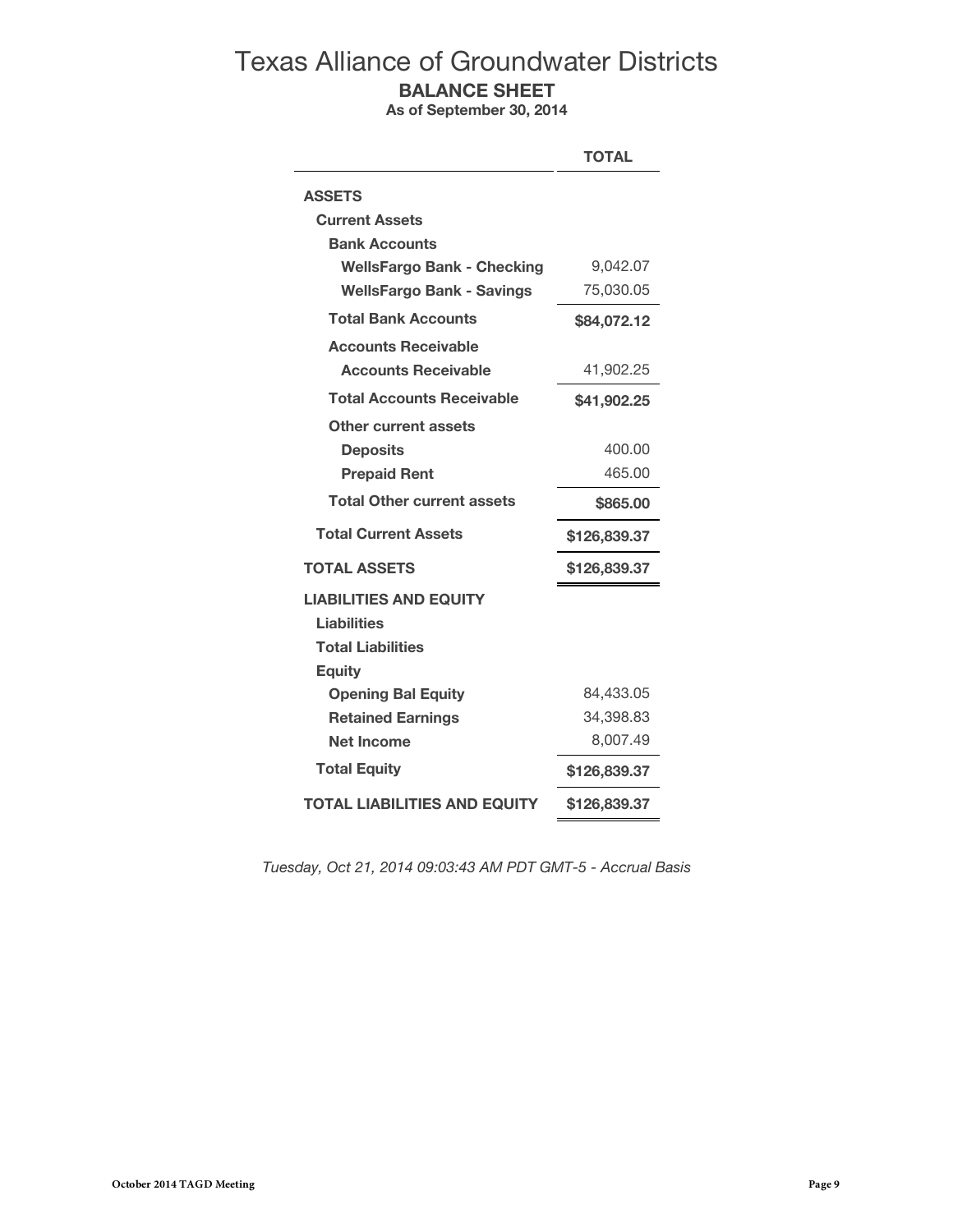# Texas Alliance of Groundwater Districts

## BALANCE SHEET

**As of September 30, 2014**

| | TOTAL |
|---|---|
| **ASSETS** | |
| **Current Assets** | |
| **Bank Accounts** | |
| **WellsFargo Bank - Checking** | 9,042.07 |
| **WellsFargo Bank - Savings** | 75,030.05 |
| **Total Bank Accounts** | **$84,072.12** |
| **Accounts Receivable** | |
| **Accounts Receivable** | 41,902.25 |
| **Total Accounts Receivable** | **$41,902.25** |
| **Other current assets** | |
| **Deposits** | 400.00 |
| **Prepaid Rent** | 465.00 |
| **Total Other current assets** | **$865.00** |
| **Total Current Assets** | **$126,839.37** |
| **TOTAL ASSETS** | **$126,839.37** |
| **LIABILITIES AND EQUITY** | |
| **Liabilities** | |
| **Total Liabilities** | |
| **Equity** | |
| **Opening Bal Equity** | 84,433.05 |
| **Retained Earnings** | 34,398.83 |
| **Net Income** | 8,007.49 |
| **Total Equity** | **$126,839.37** |
| **TOTAL LIABILITIES AND EQUITY** | **$126,839.37** |

*Tuesday, Oct 21, 2014 09:03:43 AM PDT GMT-5 - Accrual Basis*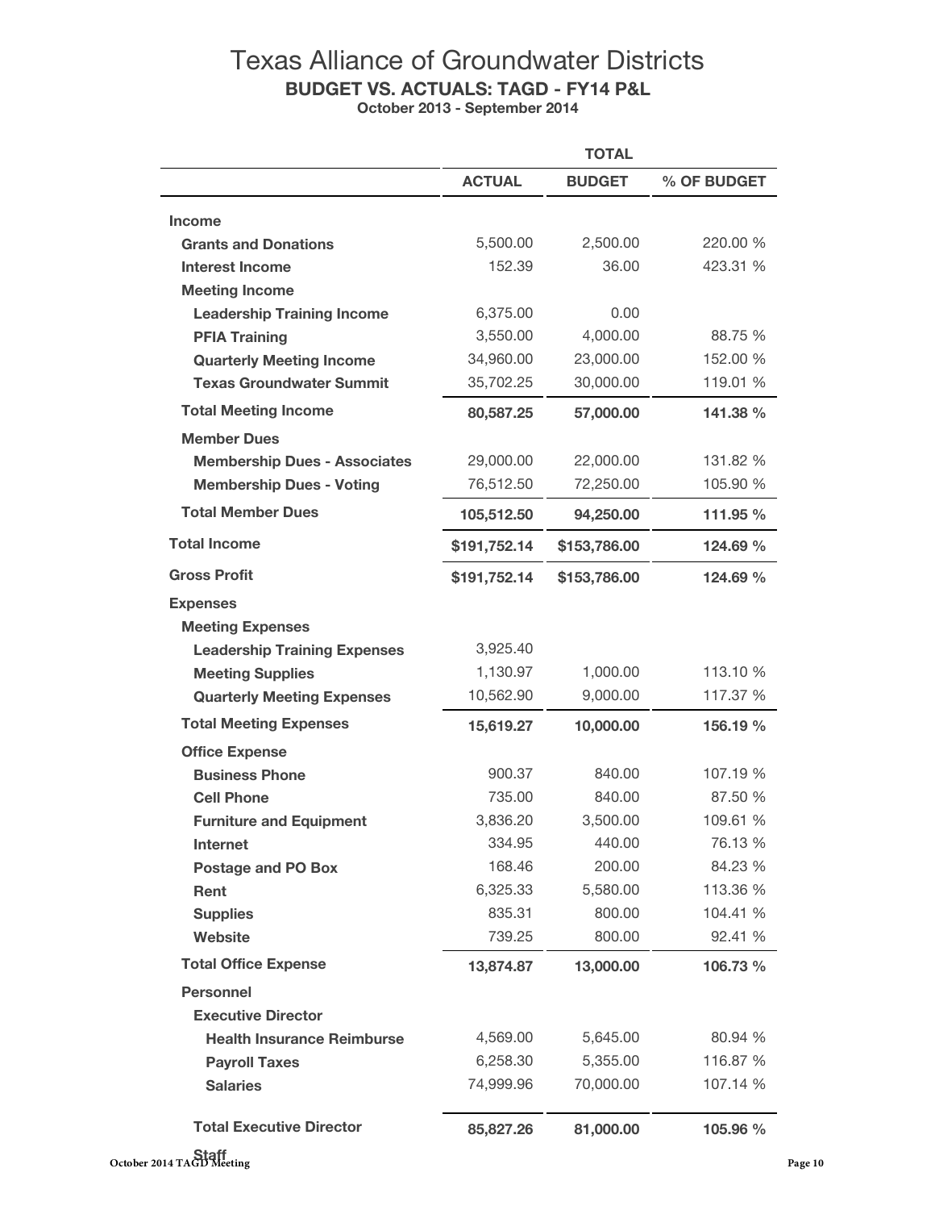# Texas Alliance of Groundwater Districts

## BUDGET VS. ACTUALS: TAGD - FY14 P&L

**October 2013 - September 2014**

| | TOTAL | | |
|---|---|---|---|
| | **ACTUAL** | **BUDGET** | **% OF BUDGET** |
| **Income** | | | |
| **Grants and Donations** | 5,500.00 | 2,500.00 | 220.00 % |
| **Interest Income** | 152.39 | 36.00 | 423.31 % |
| **Meeting Income** | | | |
| **Leadership Training Income** | 6,375.00 | 0.00 | |
| **PFIA Training** | 3,550.00 | 4,000.00 | 88.75 % |
| **Quarterly Meeting Income** | 34,960.00 | 23,000.00 | 152.00 % |
| **Texas Groundwater Summit** | 35,702.25 | 30,000.00 | 119.01 % |
| **Total Meeting Income** | **80,587.25** | **57,000.00** | **141.38 %** |
| **Member Dues** | | | |
| **Membership Dues - Associates** | 29,000.00 | 22,000.00 | 131.82 % |
| **Membership Dues - Voting** | 76,512.50 | 72,250.00 | 105.90 % |
| **Total Member Dues** | **105,512.50** | **94,250.00** | **111.95 %** |
| **Total Income** | **$191,752.14** | **$153,786.00** | **124.69 %** |
| **Gross Profit** | **$191,752.14** | **$153,786.00** | **124.69 %** |
| **Expenses** | | | |
| **Meeting Expenses** | | | |
| **Leadership Training Expenses** | 3,925.40 | | |
| **Meeting Supplies** | 1,130.97 | 1,000.00 | 113.10 % |
| **Quarterly Meeting Expenses** | 10,562.90 | 9,000.00 | 117.37 % |
| **Total Meeting Expenses** | **15,619.27** | **10,000.00** | **156.19 %** |
| **Office Expense** | | | |
| **Business Phone** | 900.37 | 840.00 | 107.19 % |
| **Cell Phone** | 735.00 | 840.00 | 87.50 % |
| **Furniture and Equipment** | 3,836.20 | 3,500.00 | 109.61 % |
| **Internet** | 334.95 | 440.00 | 76.13 % |
| **Postage and PO Box** | 168.46 | 200.00 | 84.23 % |
| **Rent** | 6,325.33 | 5,580.00 | 113.36 % |
| **Supplies** | 835.31 | 800.00 | 104.41 % |
| **Website** | 739.25 | 800.00 | 92.41 % |
| **Total Office Expense** | **13,874.87** | **13,000.00** | **106.73 %** |
| **Personnel** | | | |
| **Executive Director** | | | |
| **Health Insurance Reimburse** | 4,569.00 | 5,645.00 | 80.94 % |
| **Payroll Taxes** | 6,258.30 | 5,355.00 | 116.87 % |
| **Salaries** | 74,999.96 | 70,000.00 | 107.14 % |
| **Total Executive Director** | **85,827.26** | **81,000.00** | **105.96 %** |
| **Staff** | | | |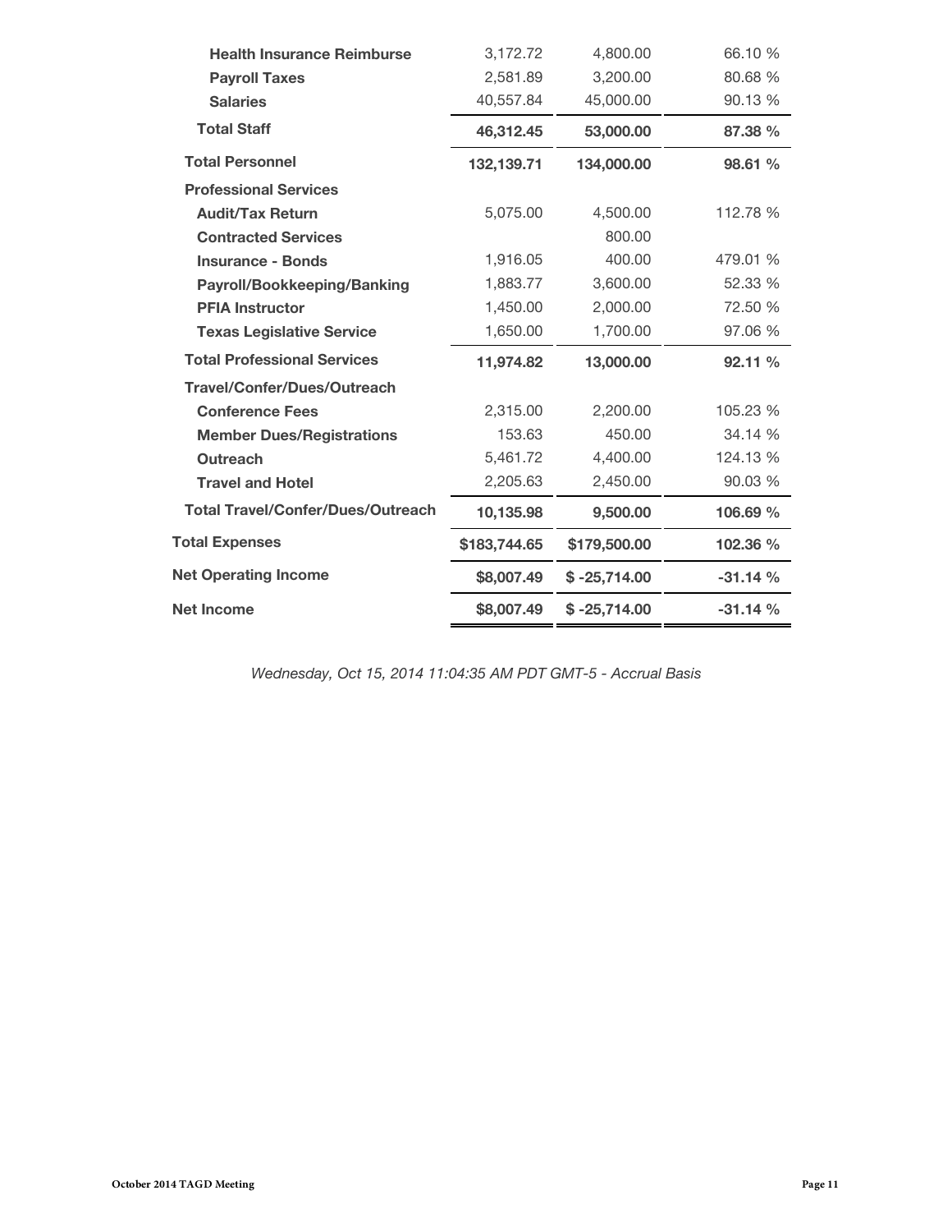| | | | |
|---|---|---|---|
| **Health Insurance Reimburse** | 3,172.72 | 4,800.00 | 66.10 % |
| **Payroll Taxes** | 2,581.89 | 3,200.00 | 80.68 % |
| **Salaries** | 40,557.84 | 45,000.00 | 90.13 % |
| **Total Staff** | **46,312.45** | **53,000.00** | **87.38 %** |
| **Total Personnel** | **132,139.71** | **134,000.00** | **98.61 %** |
| **Professional Services** | | | |
| **Audit/Tax Return** | 5,075.00 | 4,500.00 | 112.78 % |
| **Contracted Services** | | 800.00 | |
| **Insurance - Bonds** | 1,916.05 | 400.00 | 479.01 % |
| **Payroll/Bookkeeping/Banking** | 1,883.77 | 3,600.00 | 52.33 % |
| **PFIA Instructor** | 1,450.00 | 2,000.00 | 72.50 % |
| **Texas Legislative Service** | 1,650.00 | 1,700.00 | 97.06 % |
| **Total Professional Services** | **11,974.82** | **13,000.00** | **92.11 %** |
| **Travel/Confer/Dues/Outreach** | | | |
| **Conference Fees** | 2,315.00 | 2,200.00 | 105.23 % |
| **Member Dues/Registrations** | 153.63 | 450.00 | 34.14 % |
| **Outreach** | 5,461.72 | 4,400.00 | 124.13 % |
| **Travel and Hotel** | 2,205.63 | 2,450.00 | 90.03 % |
| **Total Travel/Confer/Dues/Outreach** | **10,135.98** | **9,500.00** | **106.69 %** |
| **Total Expenses** | **$183,744.65** | **$179,500.00** | **102.36 %** |
| **Net Operating Income** | **$8,007.49** | **$ -25,714.00** | **-31.14 %** |
| **Net Income** | **$8,007.49** | **$ -25,714.00** | **-31.14 %** |

*Wednesday, Oct 15, 2014 11:04:35 AM PDT GMT-5 - Accrual Basis*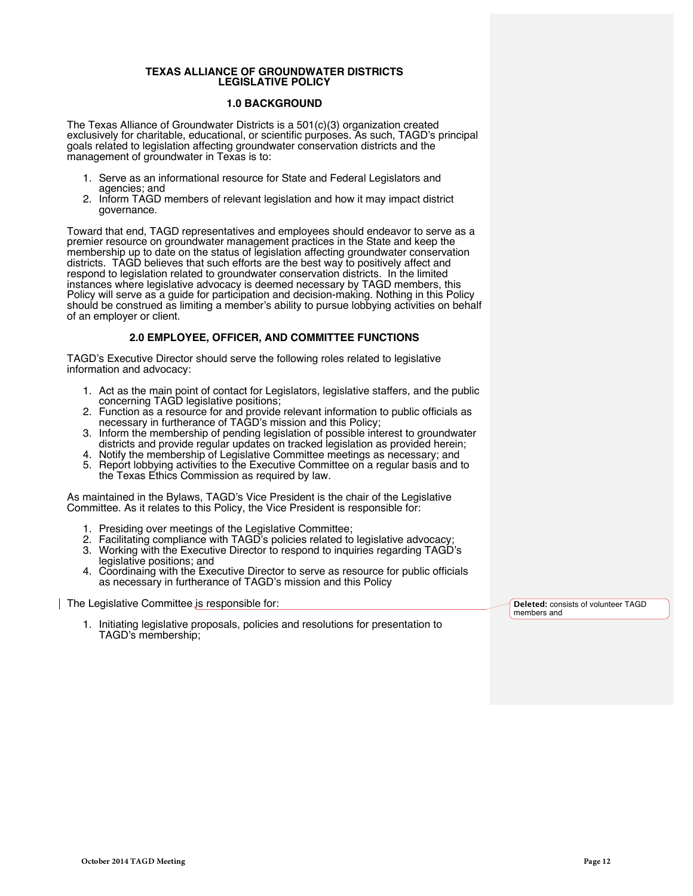**TEXAS ALLIANCE OF GROUNDWATER DISTRICTS**
**LEGISLATIVE POLICY**

## 1.0 BACKGROUND

The Texas Alliance of Groundwater Districts is a 501(c)(3) organization created exclusively for charitable, educational, or scientific purposes. As such, TAGD's principal goals related to legislation affecting groundwater conservation districts and the management of groundwater in Texas is to:

1. Serve as an informational resource for State and Federal Legislators and agencies; and
2. Inform TAGD members of relevant legislation and how it may impact district governance.

Toward that end, TAGD representatives and employees should endeavor to serve as a premier resource on groundwater management practices in the State and keep the membership up to date on the status of legislation affecting groundwater conservation districts. TAGD believes that such efforts are the best way to positively affect and respond to legislation related to groundwater conservation districts. In the limited instances where legislative advocacy is deemed necessary by TAGD members, this Policy will serve as a guide for participation and decision-making. Nothing in this Policy should be construed as limiting a member's ability to pursue lobbying activities on behalf of an employer or client.

## 2.0 EMPLOYEE, OFFICER, AND COMMITTEE FUNCTIONS

TAGD's Executive Director should serve the following roles related to legislative information and advocacy:

1. Act as the main point of contact for Legislators, legislative staffers, and the public concerning TAGD legislative positions;
2. Function as a resource for and provide relevant information to public officials as necessary in furtherance of TAGD's mission and this Policy;
3. Inform the membership of pending legislation of possible interest to groundwater districts and provide regular updates on tracked legislation as provided herein;
4. Notify the membership of Legislative Committee meetings as necessary; and
5. Report lobbying activities to the Executive Committee on a regular basis and to the Texas Ethics Commission as required by law.

As maintained in the Bylaws, TAGD's Vice President is the chair of the Legislative Committee. As it relates to this Policy, the Vice President is responsible for:

1. Presiding over meetings of the Legislative Committee;
2. Facilitating compliance with TAGD's policies related to legislative advocacy;
3. Working with the Executive Director to respond to inquiries regarding TAGD's legislative positions; and
4. Coordinaing with the Executive Director to serve as resource for public officials as necessary in furtherance of TAGD's mission and this Policy

The Legislative Committee is responsible for:

**Deleted:** consists of volunteer TAGD members and

1. Initiating legislative proposals, policies and resolutions for presentation to TAGD's membership;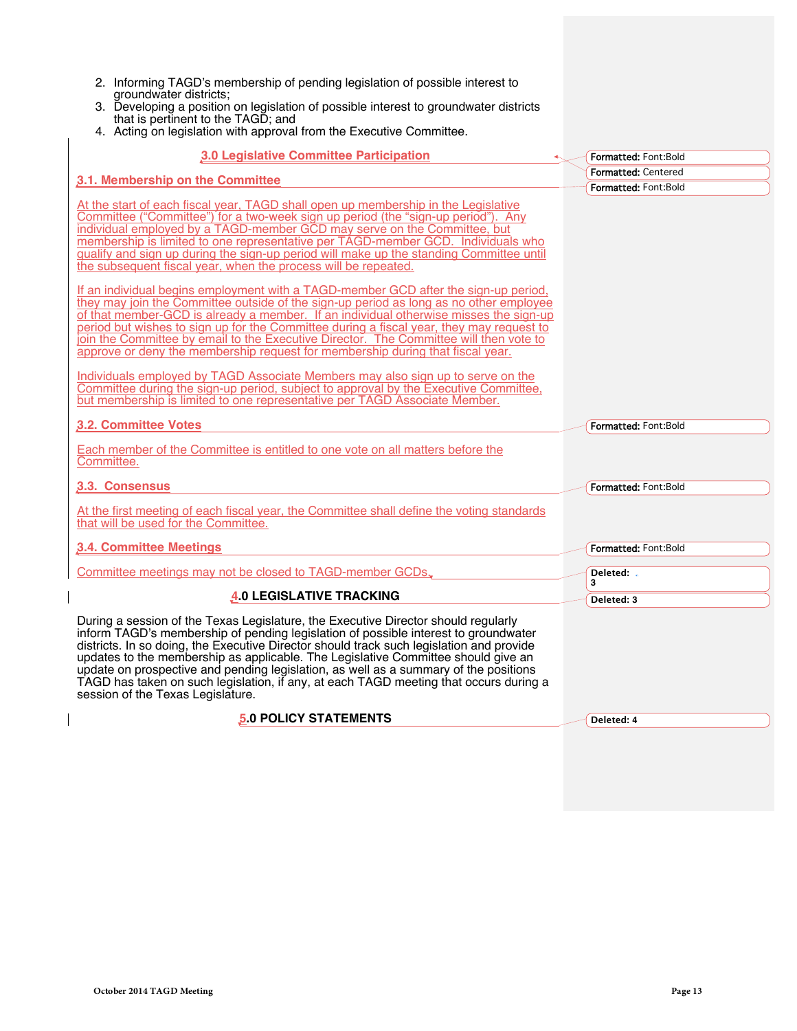2. Informing TAGD's membership of pending legislation of possible interest to groundwater districts;
3. Developing a position on legislation of possible interest to groundwater districts that is pertinent to the TAGD; and
4. Acting on legislation with approval from the Executive Committee.

## 3.0 Legislative Committee Participation

### 3.1. Membership on the Committee

At the start of each fiscal year, TAGD shall open up membership in the Legislative Committee ("Committee") for a two-week sign up period (the "sign-up period"). Any individual employed by a TAGD-member GCD may serve on the Committee, but membership is limited to one representative per TAGD-member GCD. Individuals who qualify and sign up during the sign-up period will make up the standing Committee until the subsequent fiscal year, when the process will be repeated.

If an individual begins employment with a TAGD-member GCD after the sign-up period, they may join the Committee outside of the sign-up period as long as no other employee of that member-GCD is already a member. If an individual otherwise misses the sign-up period but wishes to sign up for the Committee during a fiscal year, they may request to join the Committee by email to the Executive Director. The Committee will then vote to approve or deny the membership request for membership during that fiscal year.

Individuals employed by TAGD Associate Members may also sign up to serve on the Committee during the sign-up period, subject to approval by the Executive Committee, but membership is limited to one representative per TAGD Associate Member.

### 3.2. Committee Votes

Each member of the Committee is entitled to one vote on all matters before the Committee.

### 3.3. Consensus

At the first meeting of each fiscal year, the Committee shall define the voting standards that will be used for the Committee.

### 3.4. Committee Meetings

Committee meetings may not be closed to TAGD-member GCDs.

## 4.0 LEGISLATIVE TRACKING

During a session of the Texas Legislature, the Executive Director should regularly inform TAGD's membership of pending legislation of possible interest to groundwater districts. In so doing, the Executive Director should track such legislation and provide updates to the membership as applicable. The Legislative Committee should give an update on prospective and pending legislation, as well as a summary of the positions TAGD has taken on such legislation, if any, at each TAGD meeting that occurs during a session of the Texas Legislature.

## 5.0 POLICY STATEMENTS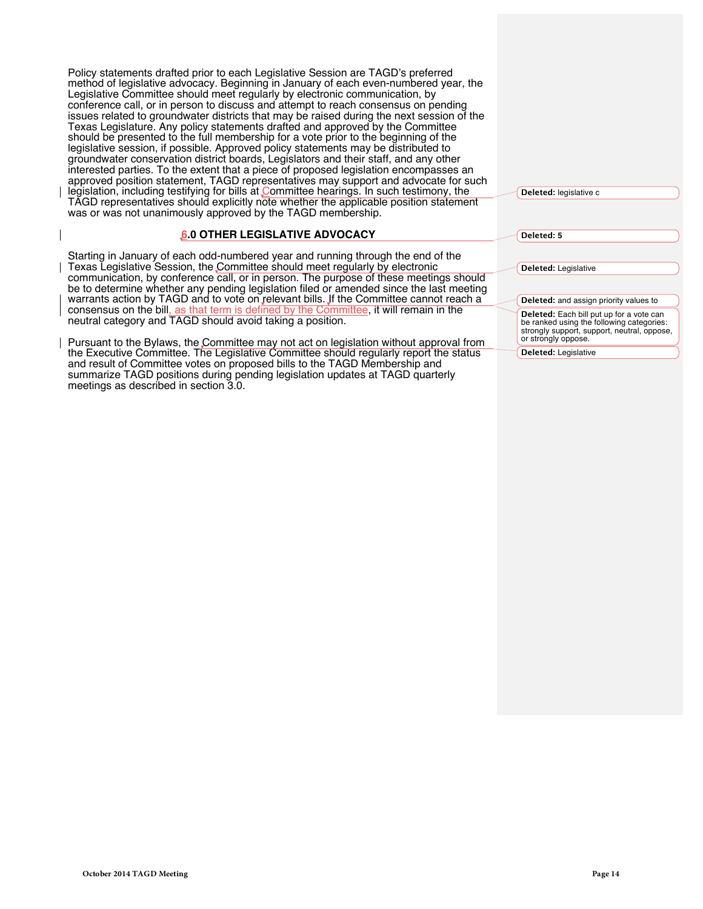Policy statements drafted prior to each Legislative Session are TAGD's preferred method of legislative advocacy. Beginning in January of each even-numbered year, the Legislative Committee should meet regularly by electronic communication, by conference call, or in person to discuss and attempt to reach consensus on pending issues related to groundwater districts that may be raised during the next session of the Texas Legislature. Any policy statements drafted and approved by the Committee should be presented to the full membership for a vote prior to the beginning of the legislative session, if possible. Approved policy statements may be distributed to groundwater conservation district boards, Legislators and their staff, and any other interested parties. To the extent that a piece of proposed legislation encompasses an approved position statement, TAGD representatives may support and advocate for such legislation, including testifying for bills at Committee hearings. In such testimony, the TAGD representatives should explicitly note whether the applicable position statement was or was not unanimously approved by the TAGD membership.

## 6.0 OTHER LEGISLATIVE ADVOCACY

Starting in January of each odd-numbered year and running through the end of the Texas Legislative Session, the Committee should meet regularly by electronic communication, by conference call, or in person. The purpose of these meetings should be to determine whether any pending legislation filed or amended since the last meeting warrants action by TAGD and to vote on relevant bills. If the Committee cannot reach a consensus on the bill, as that term is defined by the Committee, it will remain in the neutral category and TAGD should avoid taking a position.

Pursuant to the Bylaws, the Committee may not act on legislation without approval from the Executive Committee. The Legislative Committee should regularly report the status and result of Committee votes on proposed bills to the TAGD Membership and summarize TAGD positions during pending legislation updates at TAGD quarterly meetings as described in section 3.0.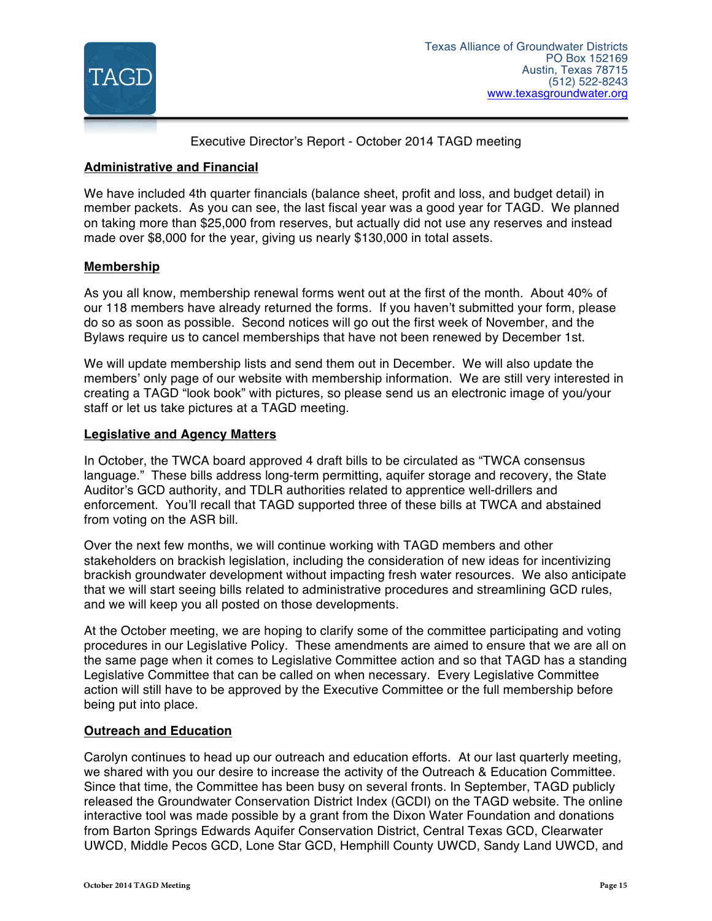Texas Alliance of Groundwater Districts
PO Box 152169
Austin, Texas 78715
(512) 522-8243
www.texasgroundwater.org

Executive Director's Report - October 2014 TAGD meeting

**Administrative and Financial**

We have included 4th quarter financials (balance sheet, profit and loss, and budget detail) in member packets. As you can see, the last fiscal year was a good year for TAGD. We planned on taking more than $25,000 from reserves, but actually did not use any reserves and instead made over $8,000 for the year, giving us nearly $130,000 in total assets.

**Membership**

As you all know, membership renewal forms went out at the first of the month. About 40% of our 118 members have already returned the forms. If you haven't submitted your form, please do so as soon as possible. Second notices will go out the first week of November, and the Bylaws require us to cancel memberships that have not been renewed by December 1st.

We will update membership lists and send them out in December. We will also update the members' only page of our website with membership information. We are still very interested in creating a TAGD "look book" with pictures, so please send us an electronic image of you/your staff or let us take pictures at a TAGD meeting.

**Legislative and Agency Matters**

In October, the TWCA board approved 4 draft bills to be circulated as "TWCA consensus language." These bills address long-term permitting, aquifer storage and recovery, the State Auditor's GCD authority, and TDLR authorities related to apprentice well-drillers and enforcement. You'll recall that TAGD supported three of these bills at TWCA and abstained from voting on the ASR bill.

Over the next few months, we will continue working with TAGD members and other stakeholders on brackish legislation, including the consideration of new ideas for incentivizing brackish groundwater development without impacting fresh water resources. We also anticipate that we will start seeing bills related to administrative procedures and streamlining GCD rules, and we will keep you all posted on those developments.

At the October meeting, we are hoping to clarify some of the committee participating and voting procedures in our Legislative Policy. These amendments are aimed to ensure that we are all on the same page when it comes to Legislative Committee action and so that TAGD has a standing Legislative Committee that can be called on when necessary. Every Legislative Committee action will still have to be approved by the Executive Committee or the full membership before being put into place.

**Outreach and Education**

Carolyn continues to head up our outreach and education efforts. At our last quarterly meeting, we shared with you our desire to increase the activity of the Outreach & Education Committee. Since that time, the Committee has been busy on several fronts. In September, TAGD publicly released the Groundwater Conservation District Index (GCDI) on the TAGD website. The online interactive tool was made possible by a grant from the Dixon Water Foundation and donations from Barton Springs Edwards Aquifer Conservation District, Central Texas GCD, Clearwater UWCD, Middle Pecos GCD, Lone Star GCD, Hemphill County UWCD, Sandy Land UWCD, and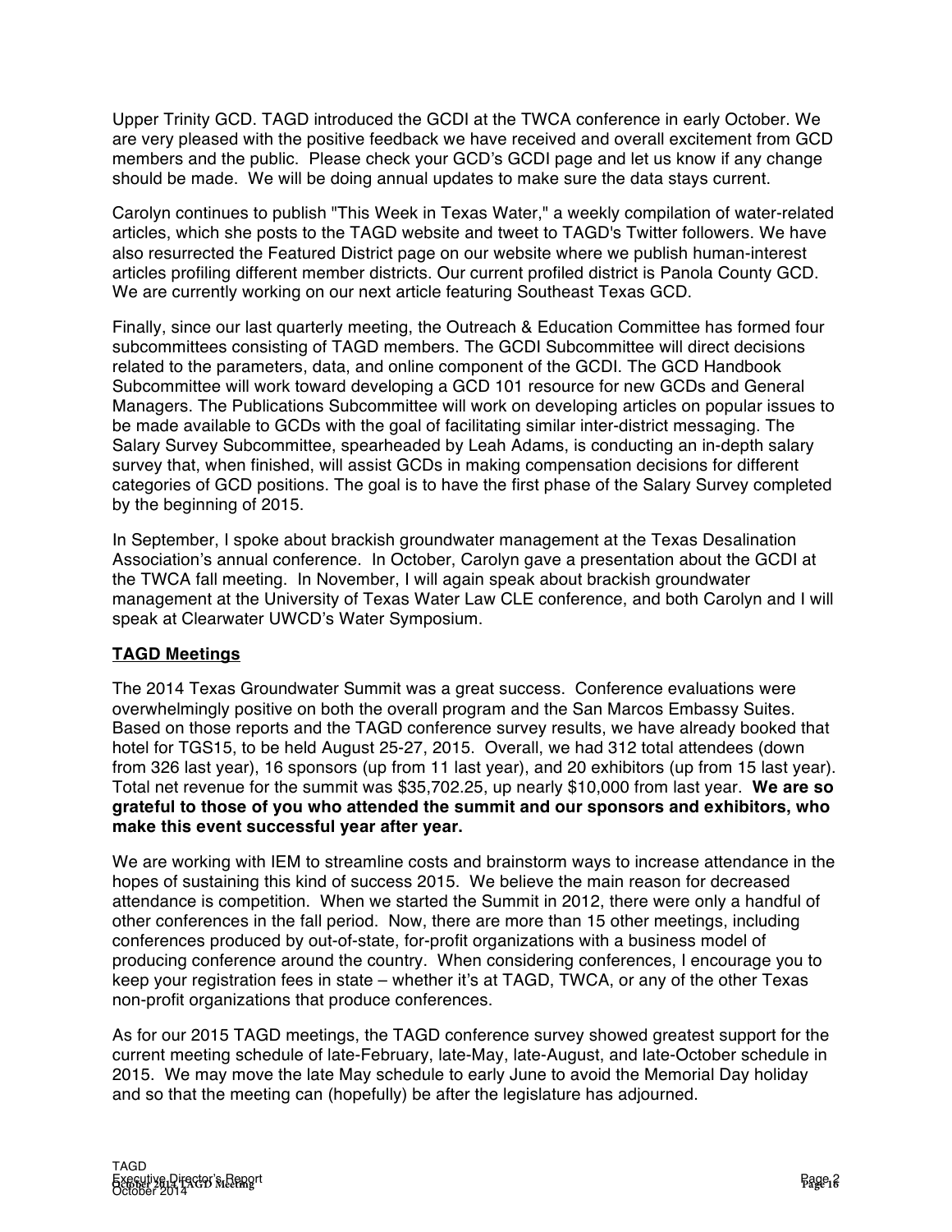Upper Trinity GCD. TAGD introduced the GCDI at the TWCA conference in early October. We are very pleased with the positive feedback we have received and overall excitement from GCD members and the public. Please check your GCD's GCDI page and let us know if any change should be made. We will be doing annual updates to make sure the data stays current.

Carolyn continues to publish "This Week in Texas Water," a weekly compilation of water-related articles, which she posts to the TAGD website and tweet to TAGD's Twitter followers. We have also resurrected the Featured District page on our website where we publish human-interest articles profiling different member districts. Our current profiled district is Panola County GCD. We are currently working on our next article featuring Southeast Texas GCD.

Finally, since our last quarterly meeting, the Outreach & Education Committee has formed four subcommittees consisting of TAGD members. The GCDI Subcommittee will direct decisions related to the parameters, data, and online component of the GCDI. The GCD Handbook Subcommittee will work toward developing a GCD 101 resource for new GCDs and General Managers. The Publications Subcommittee will work on developing articles on popular issues to be made available to GCDs with the goal of facilitating similar inter-district messaging. The Salary Survey Subcommittee, spearheaded by Leah Adams, is conducting an in-depth salary survey that, when finished, will assist GCDs in making compensation decisions for different categories of GCD positions. The goal is to have the first phase of the Salary Survey completed by the beginning of 2015.

In September, I spoke about brackish groundwater management at the Texas Desalination Association's annual conference. In October, Carolyn gave a presentation about the GCDI at the TWCA fall meeting. In November, I will again speak about brackish groundwater management at the University of Texas Water Law CLE conference, and both Carolyn and I will speak at Clearwater UWCD's Water Symposium.

## TAGD Meetings

The 2014 Texas Groundwater Summit was a great success. Conference evaluations were overwhelmingly positive on both the overall program and the San Marcos Embassy Suites. Based on those reports and the TAGD conference survey results, we have already booked that hotel for TGS15, to be held August 25-27, 2015. Overall, we had 312 total attendees (down from 326 last year), 16 sponsors (up from 11 last year), and 20 exhibitors (up from 15 last year). Total net revenue for the summit was $35,702.25, up nearly $10,000 from last year. **We are so grateful to those of you who attended the summit and our sponsors and exhibitors, who make this event successful year after year.**

We are working with IEM to streamline costs and brainstorm ways to increase attendance in the hopes of sustaining this kind of success 2015. We believe the main reason for decreased attendance is competition. When we started the Summit in 2012, there were only a handful of other conferences in the fall period. Now, there are more than 15 other meetings, including conferences produced by out-of-state, for-profit organizations with a business model of producing conference around the country. When considering conferences, I encourage you to keep your registration fees in state – whether it's at TAGD, TWCA, or any of the other Texas non-profit organizations that produce conferences.

As for our 2015 TAGD meetings, the TAGD conference survey showed greatest support for the current meeting schedule of late-February, late-May, late-August, and late-October schedule in 2015. We may move the late May schedule to early June to avoid the Memorial Day holiday and so that the meeting can (hopefully) be after the legislature has adjourned.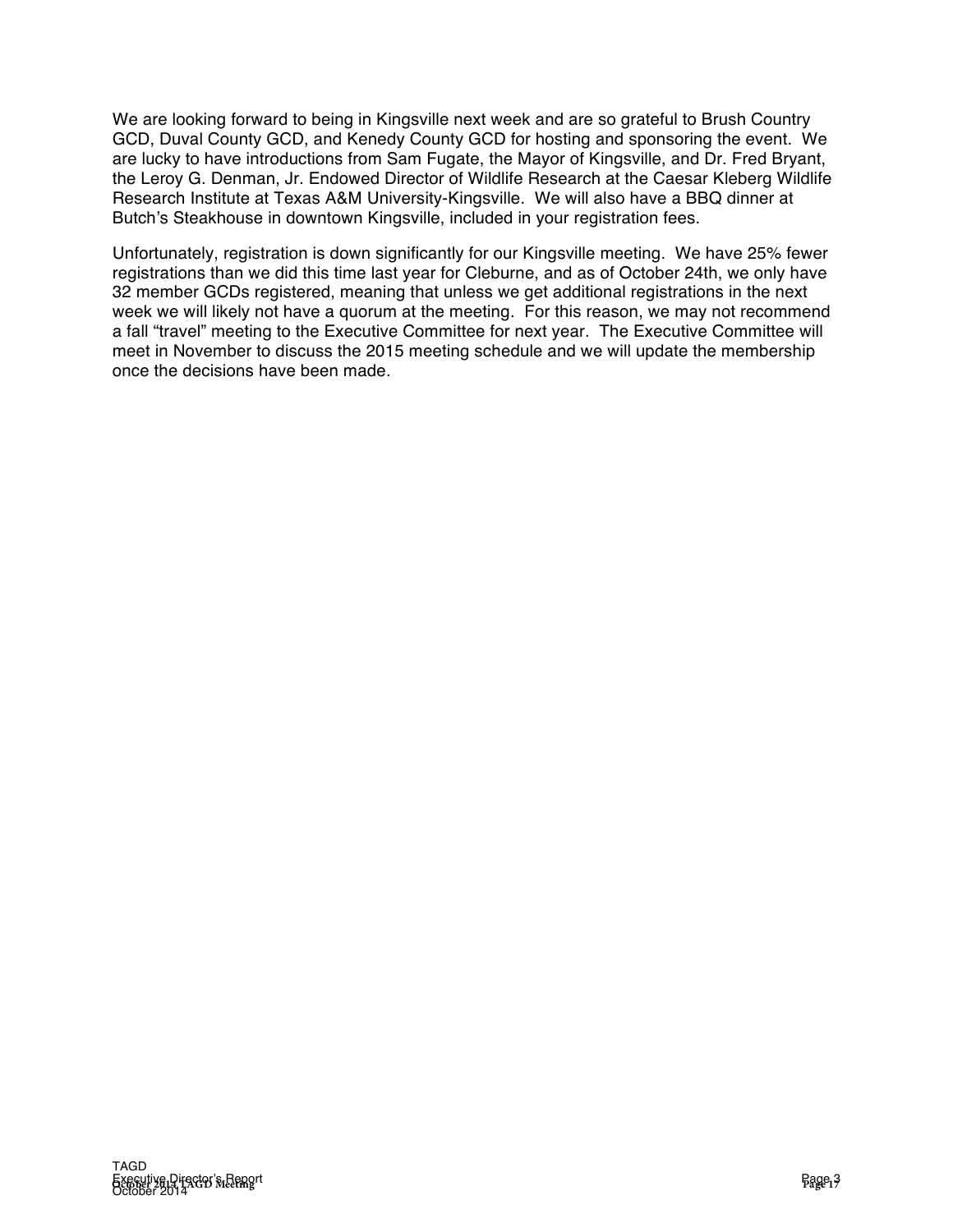We are looking forward to being in Kingsville next week and are so grateful to Brush Country GCD, Duval County GCD, and Kenedy County GCD for hosting and sponsoring the event. We are lucky to have introductions from Sam Fugate, the Mayor of Kingsville, and Dr. Fred Bryant, the Leroy G. Denman, Jr. Endowed Director of Wildlife Research at the Caesar Kleberg Wildlife Research Institute at Texas A&M University-Kingsville. We will also have a BBQ dinner at Butch's Steakhouse in downtown Kingsville, included in your registration fees.

Unfortunately, registration is down significantly for our Kingsville meeting. We have 25% fewer registrations than we did this time last year for Cleburne, and as of October 24th, we only have 32 member GCDs registered, meaning that unless we get additional registrations in the next week we will likely not have a quorum at the meeting. For this reason, we may not recommend a fall "travel" meeting to the Executive Committee for next year. The Executive Committee will meet in November to discuss the 2015 meeting schedule and we will update the membership once the decisions have been made.